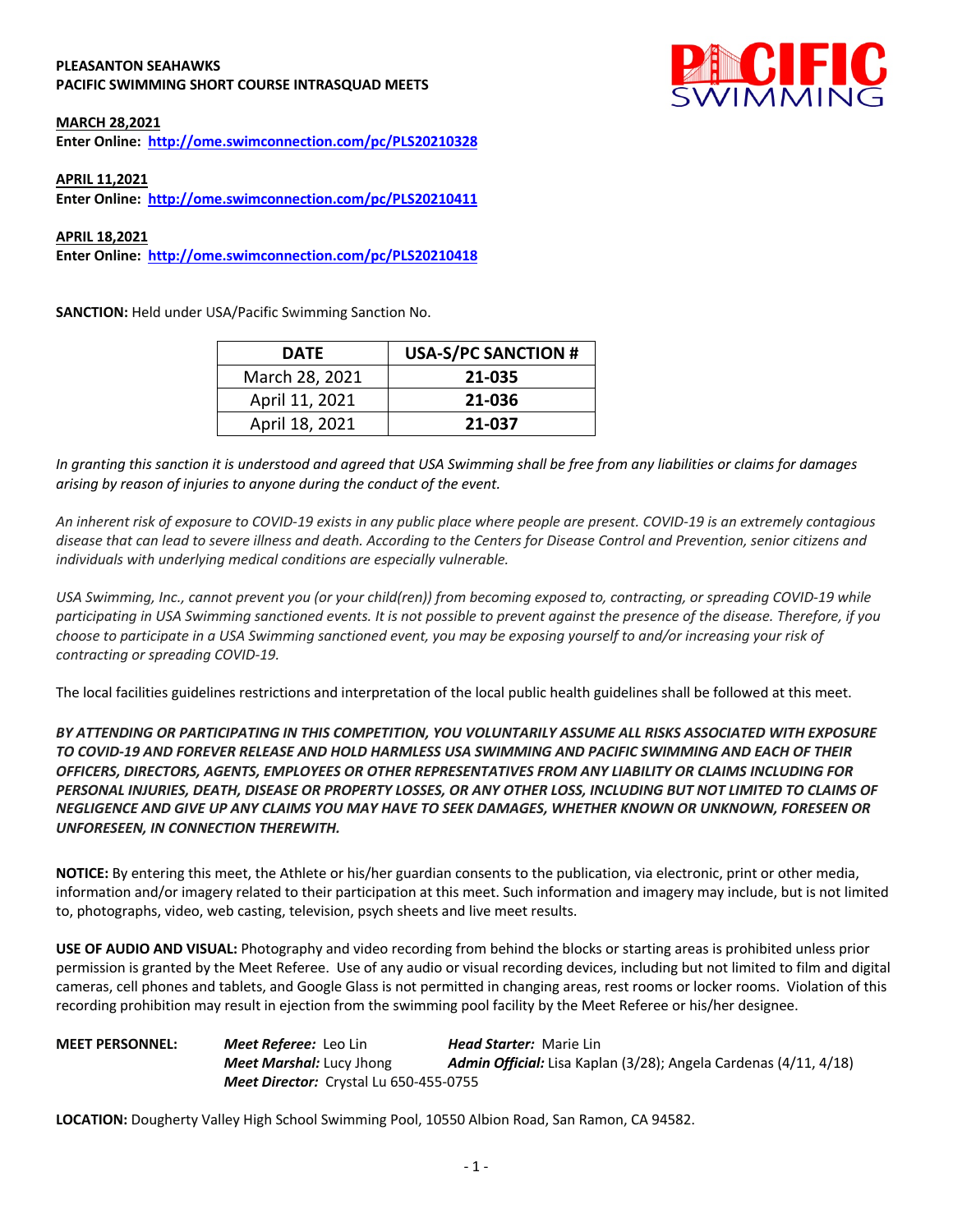**PLEASANTON SEAHAWKS**
**PACIFIC SWIMMING SHORT COURSE INTRASQUAD MEETS**

**MARCH 28,2021**
**Enter Online: http://ome.swimconnection.com/pc/PLS20210328**

**APRIL 11,2021**
**Enter Online: http://ome.swimconnection.com/pc/PLS20210411**

**APRIL 18,2021**
**Enter Online: http://ome.swimconnection.com/pc/PLS20210418**

**SANCTION:** Held under USA/Pacific Swimming Sanction No.

| DATE | USA-S/PC SANCTION # |
|---|---|
| March 28, 2021 | **21-035** |
| April 11, 2021 | **21-036** |
| April 18, 2021 | **21-037** |

*In granting this sanction it is understood and agreed that USA Swimming shall be free from any liabilities or claims for damages arising by reason of injuries to anyone during the conduct of the event.*

*An inherent risk of exposure to COVID-19 exists in any public place where people are present. COVID-19 is an extremely contagious disease that can lead to severe illness and death. According to the Centers for Disease Control and Prevention, senior citizens and individuals with underlying medical conditions are especially vulnerable.*

*USA Swimming, Inc., cannot prevent you (or your child(ren)) from becoming exposed to, contracting, or spreading COVID-19 while participating in USA Swimming sanctioned events. It is not possible to prevent against the presence of the disease. Therefore, if you choose to participate in a USA Swimming sanctioned event, you may be exposing yourself to and/or increasing your risk of contracting or spreading COVID-19.*

The local facilities guidelines restrictions and interpretation of the local public health guidelines shall be followed at this meet.

***BY ATTENDING OR PARTICIPATING IN THIS COMPETITION, YOU VOLUNTARILY ASSUME ALL RISKS ASSOCIATED WITH EXPOSURE TO COVID-19 AND FOREVER RELEASE AND HOLD HARMLESS USA SWIMMING AND PACIFIC SWIMMING AND EACH OF THEIR OFFICERS, DIRECTORS, AGENTS, EMPLOYEES OR OTHER REPRESENTATIVES FROM ANY LIABILITY OR CLAIMS INCLUDING FOR PERSONAL INJURIES, DEATH, DISEASE OR PROPERTY LOSSES, OR ANY OTHER LOSS, INCLUDING BUT NOT LIMITED TO CLAIMS OF NEGLIGENCE AND GIVE UP ANY CLAIMS YOU MAY HAVE TO SEEK DAMAGES, WHETHER KNOWN OR UNKNOWN, FORESEEN OR UNFORESEEN, IN CONNECTION THEREWITH.***

**NOTICE:** By entering this meet, the Athlete or his/her guardian consents to the publication, via electronic, print or other media, information and/or imagery related to their participation at this meet. Such information and imagery may include, but is not limited to, photographs, video, web casting, television, psych sheets and live meet results.

**USE OF AUDIO AND VISUAL:** Photography and video recording from behind the blocks or starting areas is prohibited unless prior permission is granted by the Meet Referee. Use of any audio or visual recording devices, including but not limited to film and digital cameras, cell phones and tablets, and Google Glass is not permitted in changing areas, rest rooms or locker rooms. Violation of this recording prohibition may result in ejection from the swimming pool facility by the Meet Referee or his/her designee.

**MEET PERSONNEL:**
***Meet Referee:*** Leo Lin
***Head Starter:*** Marie Lin
***Meet Marshal:*** Lucy Jhong
***Admin Official:*** Lisa Kaplan (3/28); Angela Cardenas (4/11, 4/18)
***Meet Director:*** Crystal Lu 650-455-0755

**LOCATION:** Dougherty Valley High School Swimming Pool, 10550 Albion Road, San Ramon, CA 94582.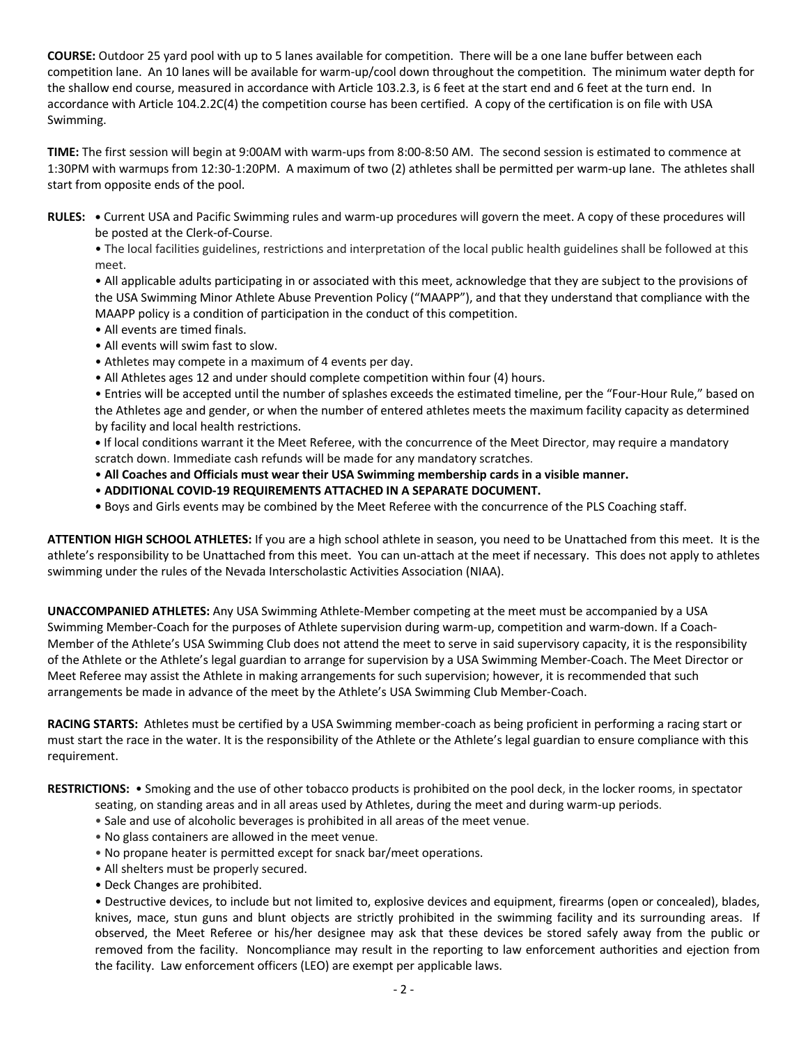**COURSE:** Outdoor 25 yard pool with up to 5 lanes available for competition. There will be a one lane buffer between each competition lane. An 10 lanes will be available for warm-up/cool down throughout the competition. The minimum water depth for the shallow end course, measured in accordance with Article 103.2.3, is 6 feet at the start end and 6 feet at the turn end. In accordance with Article 104.2.2C(4) the competition course has been certified. A copy of the certification is on file with USA Swimming.

**TIME:** The first session will begin at 9:00AM with warm-ups from 8:00-8:50 AM. The second session is estimated to commence at 1:30PM with warmups from 12:30-1:20PM. A maximum of two (2) athletes shall be permitted per warm-up lane. The athletes shall start from opposite ends of the pool.

**RULES:**
- Current USA and Pacific Swimming rules and warm-up procedures will govern the meet. A copy of these procedures will be posted at the Clerk-of-Course.
- The local facilities guidelines, restrictions and interpretation of the local public health guidelines shall be followed at this meet.
- All applicable adults participating in or associated with this meet, acknowledge that they are subject to the provisions of the USA Swimming Minor Athlete Abuse Prevention Policy ("MAAPP"), and that they understand that compliance with the MAAPP policy is a condition of participation in the conduct of this competition.
- All events are timed finals.
- All events will swim fast to slow.
- Athletes may compete in a maximum of 4 events per day.
- All Athletes ages 12 and under should complete competition within four (4) hours.
- Entries will be accepted until the number of splashes exceeds the estimated timeline, per the "Four-Hour Rule," based on the Athletes age and gender, or when the number of entered athletes meets the maximum facility capacity as determined by facility and local health restrictions.
- If local conditions warrant it the Meet Referee, with the concurrence of the Meet Director, may require a mandatory scratch down. Immediate cash refunds will be made for any mandatory scratches.
- **All Coaches and Officials must wear their USA Swimming membership cards in a visible manner.**
- **ADDITIONAL COVID-19 REQUIREMENTS ATTACHED IN A SEPARATE DOCUMENT.**
- Boys and Girls events may be combined by the Meet Referee with the concurrence of the PLS Coaching staff.

**ATTENTION HIGH SCHOOL ATHLETES:** If you are a high school athlete in season, you need to be Unattached from this meet. It is the athlete's responsibility to be Unattached from this meet. You can un-attach at the meet if necessary. This does not apply to athletes swimming under the rules of the Nevada Interscholastic Activities Association (NIAA).

**UNACCOMPANIED ATHLETES:** Any USA Swimming Athlete-Member competing at the meet must be accompanied by a USA Swimming Member-Coach for the purposes of Athlete supervision during warm-up, competition and warm-down. If a Coach-Member of the Athlete's USA Swimming Club does not attend the meet to serve in said supervisory capacity, it is the responsibility of the Athlete or the Athlete's legal guardian to arrange for supervision by a USA Swimming Member-Coach. The Meet Director or Meet Referee may assist the Athlete in making arrangements for such supervision; however, it is recommended that such arrangements be made in advance of the meet by the Athlete's USA Swimming Club Member-Coach.

**RACING STARTS:** Athletes must be certified by a USA Swimming member-coach as being proficient in performing a racing start or must start the race in the water. It is the responsibility of the Athlete or the Athlete's legal guardian to ensure compliance with this requirement.

**RESTRICTIONS:**
- Smoking and the use of other tobacco products is prohibited on the pool deck, in the locker rooms, in spectator seating, on standing areas and in all areas used by Athletes, during the meet and during warm-up periods.
- Sale and use of alcoholic beverages is prohibited in all areas of the meet venue.
- No glass containers are allowed in the meet venue.
- No propane heater is permitted except for snack bar/meet operations.
- All shelters must be properly secured.
- Deck Changes are prohibited.
- Destructive devices, to include but not limited to, explosive devices and equipment, firearms (open or concealed), blades, knives, mace, stun guns and blunt objects are strictly prohibited in the swimming facility and its surrounding areas. If observed, the Meet Referee or his/her designee may ask that these devices be stored safely away from the public or removed from the facility. Noncompliance may result in the reporting to law enforcement authorities and ejection from the facility. Law enforcement officers (LEO) are exempt per applicable laws.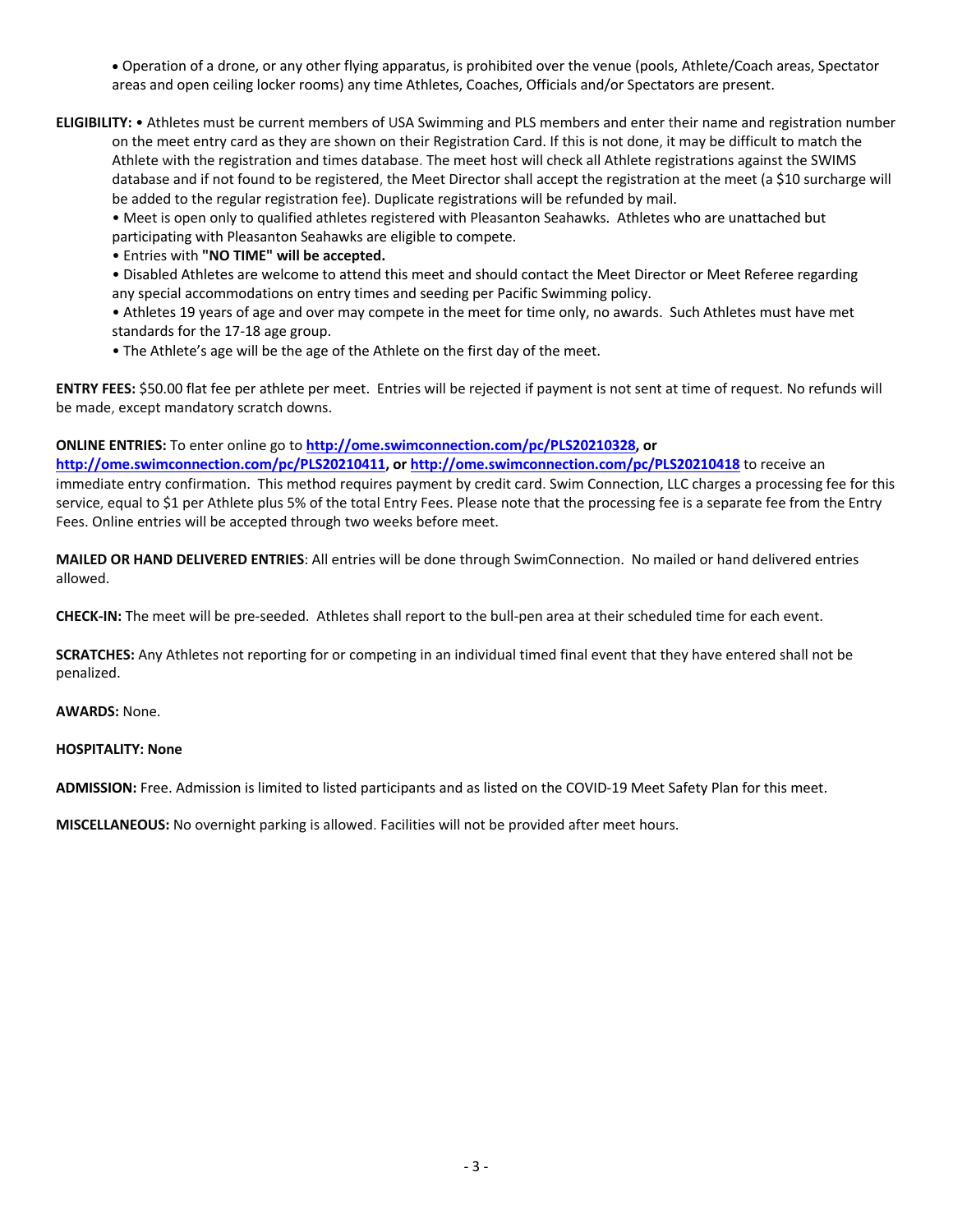- Operation of a drone, or any other flying apparatus, is prohibited over the venue (pools, Athlete/Coach areas, Spectator areas and open ceiling locker rooms) any time Athletes, Coaches, Officials and/or Spectators are present.

**ELIGIBILITY:** • Athletes must be current members of USA Swimming and PLS members and enter their name and registration number on the meet entry card as they are shown on their Registration Card. If this is not done, it may be difficult to match the Athlete with the registration and times database. The meet host will check all Athlete registrations against the SWIMS database and if not found to be registered, the Meet Director shall accept the registration at the meet (a $10 surcharge will be added to the regular registration fee). Duplicate registrations will be refunded by mail.

- Meet is open only to qualified athletes registered with Pleasanton Seahawks. Athletes who are unattached but participating with Pleasanton Seahawks are eligible to compete.
- Entries with **"NO TIME" will be accepted.**
- Disabled Athletes are welcome to attend this meet and should contact the Meet Director or Meet Referee regarding any special accommodations on entry times and seeding per Pacific Swimming policy.
- Athletes 19 years of age and over may compete in the meet for time only, no awards. Such Athletes must have met standards for the 17-18 age group.
- The Athlete's age will be the age of the Athlete on the first day of the meet.

**ENTRY FEES:** $50.00 flat fee per athlete per meet. Entries will be rejected if payment is not sent at time of request. No refunds will be made, except mandatory scratch downs.

**ONLINE ENTRIES:** To enter online go to **http://ome.swimconnection.com/pc/PLS20210328, or http://ome.swimconnection.com/pc/PLS20210411, or http://ome.swimconnection.com/pc/PLS20210418** to receive an immediate entry confirmation. This method requires payment by credit card. Swim Connection, LLC charges a processing fee for this service, equal to $1 per Athlete plus 5% of the total Entry Fees. Please note that the processing fee is a separate fee from the Entry Fees. Online entries will be accepted through two weeks before meet.

**MAILED OR HAND DELIVERED ENTRIES**: All entries will be done through SwimConnection. No mailed or hand delivered entries allowed.

**CHECK-IN:** The meet will be pre-seeded. Athletes shall report to the bull-pen area at their scheduled time for each event.

**SCRATCHES:** Any Athletes not reporting for or competing in an individual timed final event that they have entered shall not be penalized.

**AWARDS:** None.

**HOSPITALITY: None**

**ADMISSION:** Free. Admission is limited to listed participants and as listed on the COVID-19 Meet Safety Plan for this meet.

**MISCELLANEOUS:** No overnight parking is allowed. Facilities will not be provided after meet hours.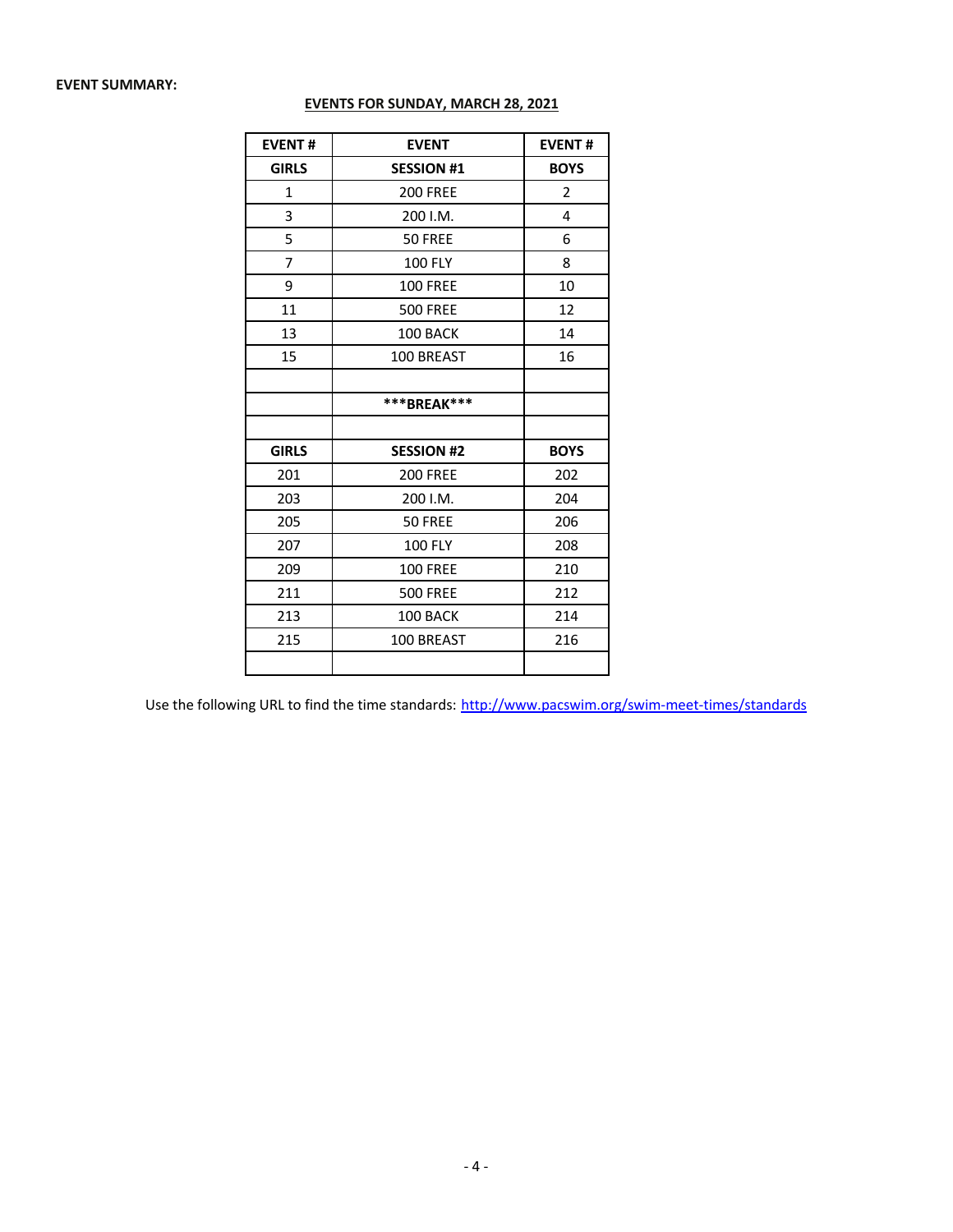**EVENT SUMMARY:**

**EVENTS FOR SUNDAY, MARCH 28, 2021**

| EVENT # | EVENT | EVENT # |
|---|---|---|
| **GIRLS** | **SESSION #1** | **BOYS** |
| 1 | 200 FREE | 2 |
| 3 | 200 I.M. | 4 |
| 5 | 50 FREE | 6 |
| 7 | 100 FLY | 8 |
| 9 | 100 FREE | 10 |
| 11 | 500 FREE | 12 |
| 13 | 100 BACK | 14 |
| 15 | 100 BREAST | 16 |
| | | |
| | **\*\*\*BREAK\*\*\*** | |
| | | |
| **GIRLS** | **SESSION #2** | **BOYS** |
| 201 | 200 FREE | 202 |
| 203 | 200 I.M. | 204 |
| 205 | 50 FREE | 206 |
| 207 | 100 FLY | 208 |
| 209 | 100 FREE | 210 |
| 211 | 500 FREE | 212 |
| 213 | 100 BACK | 214 |
| 215 | 100 BREAST | 216 |
| | | |

Use the following URL to find the time standards: [http://www.pacswim.org/swim-meet-times/standards](http://www.pacswim.org/swim-meet-times/standards)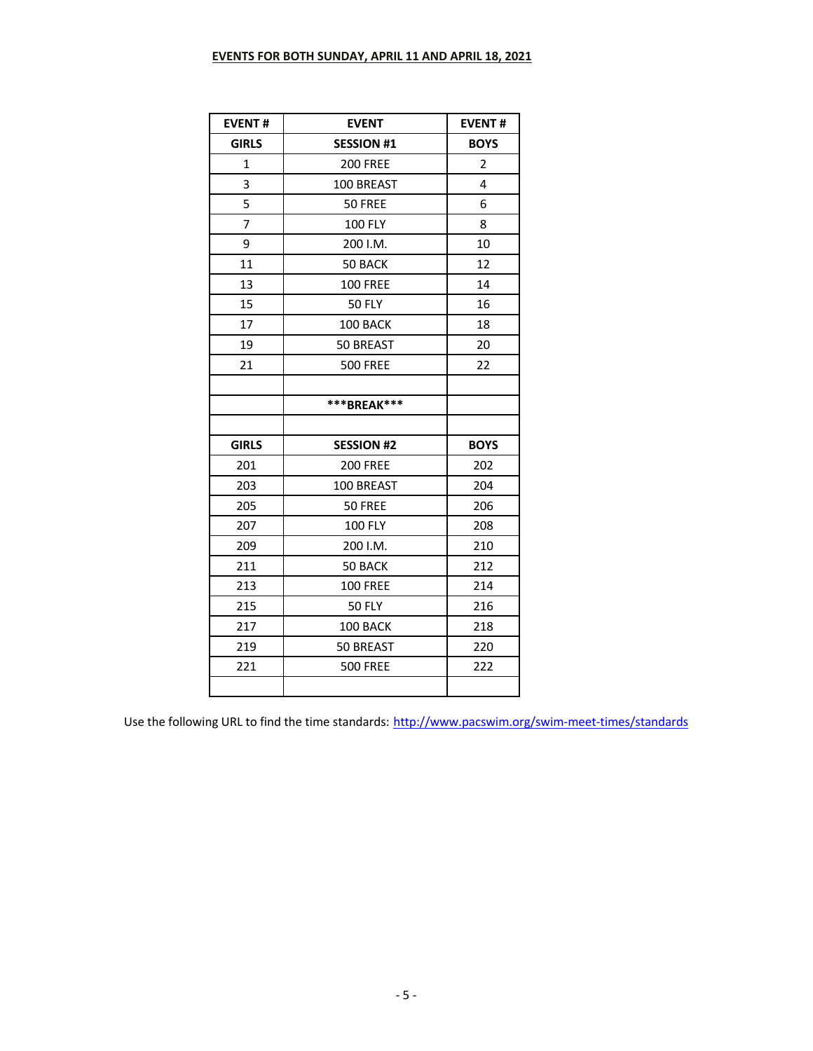**EVENTS FOR BOTH SUNDAY, APRIL 11 AND APRIL 18, 2021**

| EVENT # | EVENT | EVENT # |
|---|---|---|
| **GIRLS** | **SESSION #1** | **BOYS** |
| 1 | 200 FREE | 2 |
| 3 | 100 BREAST | 4 |
| 5 | 50 FREE | 6 |
| 7 | 100 FLY | 8 |
| 9 | 200 I.M. | 10 |
| 11 | 50 BACK | 12 |
| 13 | 100 FREE | 14 |
| 15 | 50 FLY | 16 |
| 17 | 100 BACK | 18 |
| 19 | 50 BREAST | 20 |
| 21 | 500 FREE | 22 |
| | | |
| | ***BREAK*** | |
| | | |
| **GIRLS** | **SESSION #2** | **BOYS** |
| 201 | 200 FREE | 202 |
| 203 | 100 BREAST | 204 |
| 205 | 50 FREE | 206 |
| 207 | 100 FLY | 208 |
| 209 | 200 I.M. | 210 |
| 211 | 50 BACK | 212 |
| 213 | 100 FREE | 214 |
| 215 | 50 FLY | 216 |
| 217 | 100 BACK | 218 |
| 219 | 50 BREAST | 220 |
| 221 | 500 FREE | 222 |
| | | |

Use the following URL to find the time standards: http://www.pacswim.org/swim-meet-times/standards